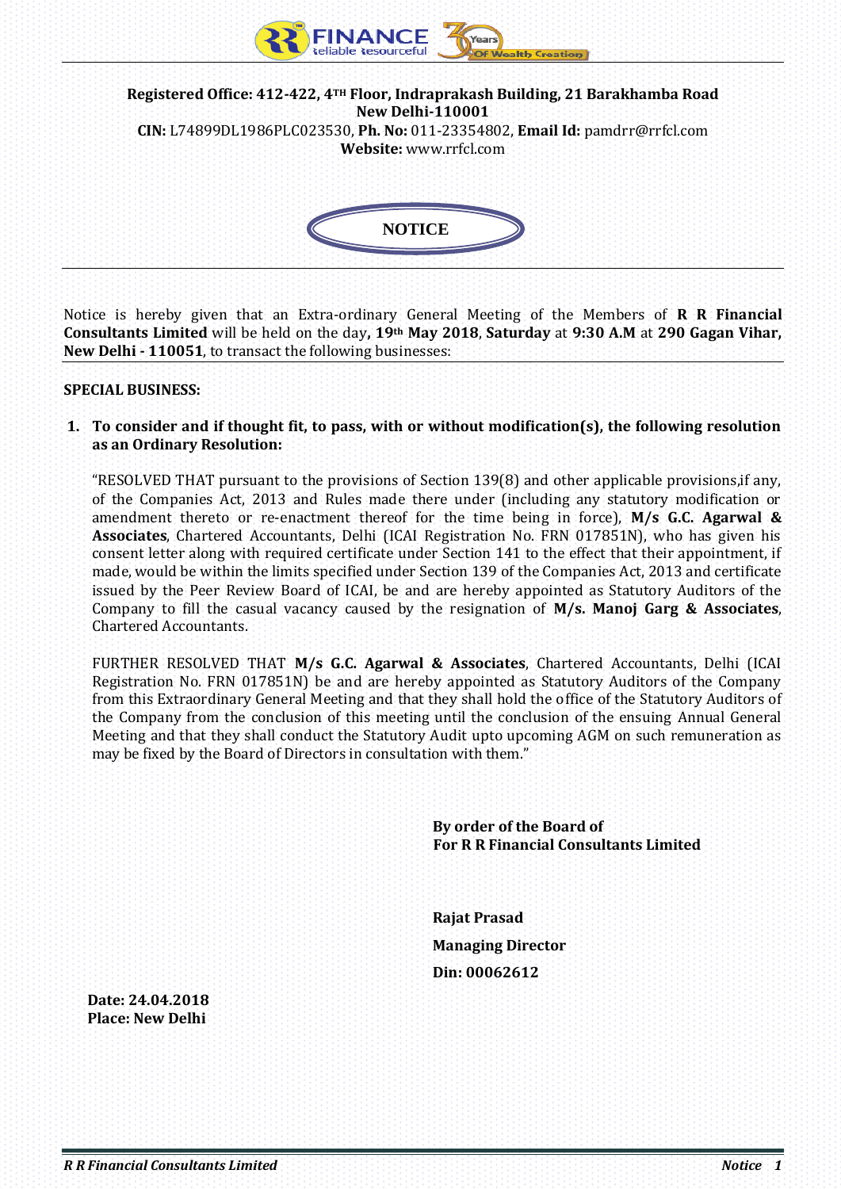**Registered Office: 412-422, 4TH Floor, Indraprakash Building, 21 Barakhamba Road New Delhi-110001**

**CIN:** L74899DL1986PLC023530, **Ph. No:** 011-23354802, **Email Id:** pamdrr@rrfcl.com

**Website:** www.rrfcl.com

# NOTICE

Notice is hereby given that an Extra-ordinary General Meeting of the Members of **R R Financial Consultants Limited** will be held on the day**, 19th May 2018**, **Saturday** at **9:30 A.M** at **290 Gagan Vihar, New Delhi - 110051**, to transact the following businesses:

**SPECIAL BUSINESS:**

1. **To consider and if thought fit, to pass, with or without modification(s), the following resolution as an Ordinary Resolution:**

   "RESOLVED THAT pursuant to the provisions of Section 139(8) and other applicable provisions,if any, of the Companies Act, 2013 and Rules made there under (including any statutory modification or amendment thereto or re-enactment thereof for the time being in force), **M/s G.C. Agarwal & Associates**, Chartered Accountants, Delhi (ICAI Registration No. FRN 017851N), who has given his consent letter along with required certificate under Section 141 to the effect that their appointment, if made, would be within the limits specified under Section 139 of the Companies Act, 2013 and certificate issued by the Peer Review Board of ICAI, be and are hereby appointed as Statutory Auditors of the Company to fill the casual vacancy caused by the resignation of **M/s. Manoj Garg & Associates**, Chartered Accountants.

   FURTHER RESOLVED THAT **M/s G.C. Agarwal & Associates**, Chartered Accountants, Delhi (ICAI Registration No. FRN 017851N) be and are hereby appointed as Statutory Auditors of the Company from this Extraordinary General Meeting and that they shall hold the office of the Statutory Auditors of the Company from the conclusion of this meeting until the conclusion of the ensuing Annual General Meeting and that they shall conduct the Statutory Audit upto upcoming AGM on such remuneration as may be fixed by the Board of Directors in consultation with them."

**By order of the Board of**
**For R R Financial Consultants Limited**

**Rajat Prasad**

**Managing Director**

**Din: 00062612**

**Date: 24.04.2018**
**Place: New Delhi**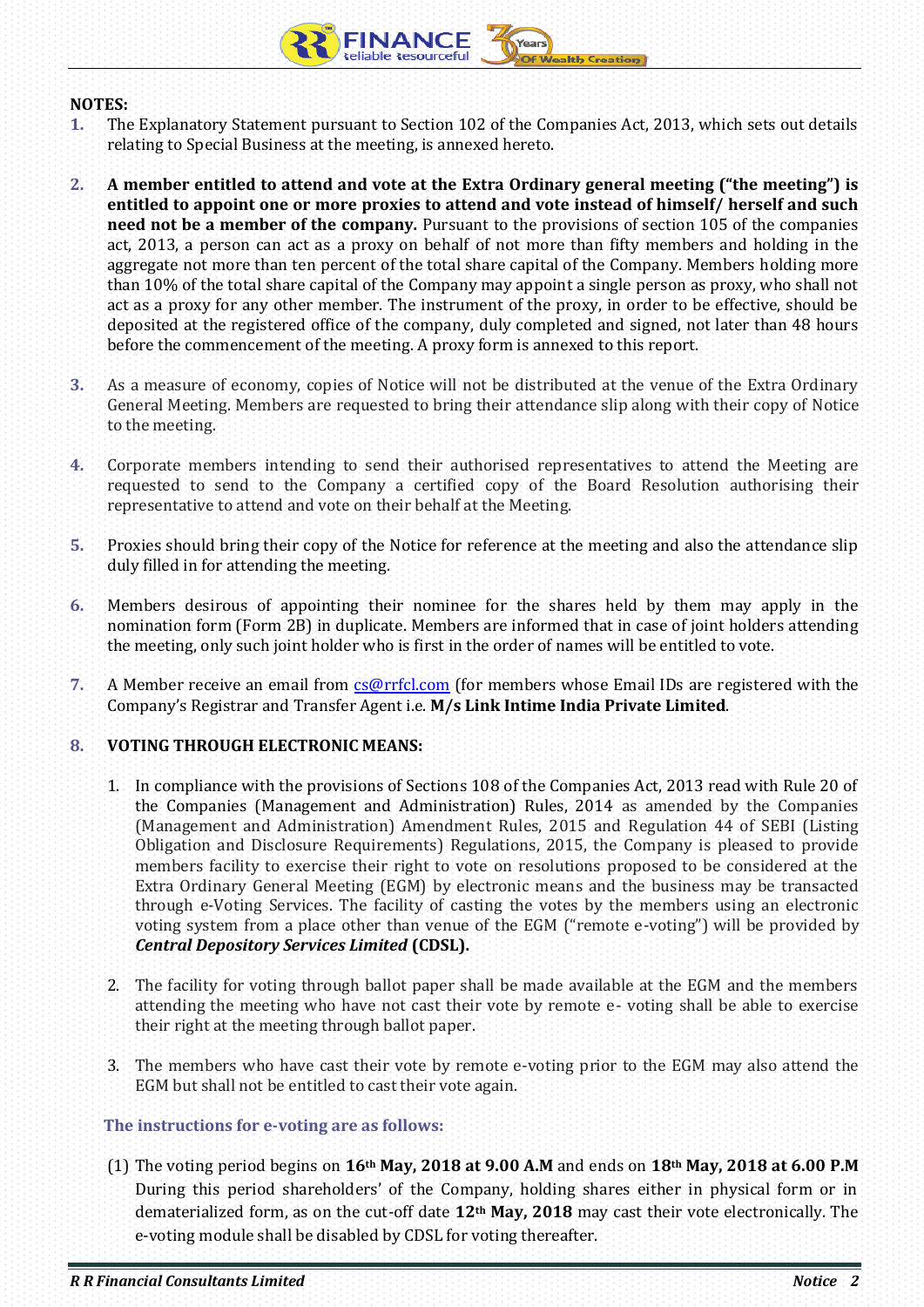**NOTES:**

1. The Explanatory Statement pursuant to Section 102 of the Companies Act, 2013, which sets out details relating to Special Business at the meeting, is annexed hereto.

2. **A member entitled to attend and vote at the Extra Ordinary general meeting ("the meeting") is entitled to appoint one or more proxies to attend and vote instead of himself/ herself and such need not be a member of the company.** Pursuant to the provisions of section 105 of the companies act, 2013, a person can act as a proxy on behalf of not more than fifty members and holding in the aggregate not more than ten percent of the total share capital of the Company. Members holding more than 10% of the total share capital of the Company may appoint a single person as proxy, who shall not act as a proxy for any other member. The instrument of the proxy, in order to be effective, should be deposited at the registered office of the company, duly completed and signed, not later than 48 hours before the commencement of the meeting. A proxy form is annexed to this report.

3. As a measure of economy, copies of Notice will not be distributed at the venue of the Extra Ordinary General Meeting. Members are requested to bring their attendance slip along with their copy of Notice to the meeting.

4. Corporate members intending to send their authorised representatives to attend the Meeting are requested to send to the Company a certified copy of the Board Resolution authorising their representative to attend and vote on their behalf at the Meeting.

5. Proxies should bring their copy of the Notice for reference at the meeting and also the attendance slip duly filled in for attending the meeting.

6. Members desirous of appointing their nominee for the shares held by them may apply in the nomination form (Form 2B) in duplicate. Members are informed that in case of joint holders attending the meeting, only such joint holder who is first in the order of names will be entitled to vote.

7. A Member receive an email from cs@rrfcl.com (for members whose Email IDs are registered with the Company's Registrar and Transfer Agent i.e. **M/s Link Intime India Private Limited**.

8. **VOTING THROUGH ELECTRONIC MEANS:**

    1. In compliance with the provisions of Sections 108 of the Companies Act, 2013 read with Rule 20 of the Companies (Management and Administration) Rules, 2014 as amended by the Companies (Management and Administration) Amendment Rules, 2015 and Regulation 44 of SEBI (Listing Obligation and Disclosure Requirements) Regulations, 2015, the Company is pleased to provide members facility to exercise their right to vote on resolutions proposed to be considered at the Extra Ordinary General Meeting (EGM) by electronic means and the business may be transacted through e-Voting Services. The facility of casting the votes by the members using an electronic voting system from a place other than venue of the EGM ("remote e-voting") will be provided by ***Central Depository Services Limited* (CDSL).**

    2. The facility for voting through ballot paper shall be made available at the EGM and the members attending the meeting who have not cast their vote by remote e- voting shall be able to exercise their right at the meeting through ballot paper.

    3. The members who have cast their vote by remote e-voting prior to the EGM may also attend the EGM but shall not be entitled to cast their vote again.

    **The instructions for e-voting are as follows:**

    (1) The voting period begins on **16th May, 2018 at 9.00 A.M** and ends on **18th May, 2018 at 6.00 P.M** During this period shareholders' of the Company, holding shares either in physical form or in dematerialized form, as on the cut-off date **12th May, 2018** may cast their vote electronically. The e-voting module shall be disabled by CDSL for voting thereafter.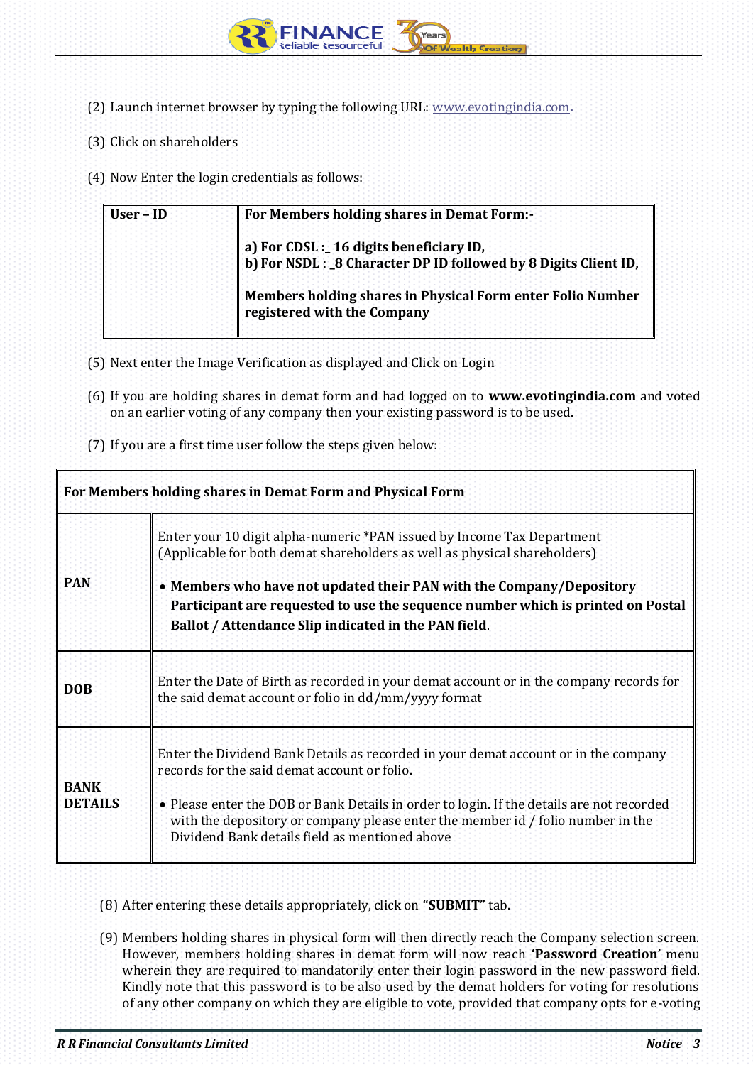(2) Launch internet browser by typing the following URL: www.evotingindia.com.

(3) Click on shareholders

(4) Now Enter the login credentials as follows:

| User – ID | **For Members holding shares in Demat Form:-**<br><br>**a) For CDSL :_ 16 digits beneficiary ID,**<br>**b) For NSDL : _8 Character DP ID followed by 8 Digits Client ID,**<br><br>**Members holding shares in Physical Form enter Folio Number registered with the Company** |
|---|---|

(5) Next enter the Image Verification as displayed and Click on Login

(6) If you are holding shares in demat form and had logged on to **www.evotingindia.com** and voted on an earlier voting of any company then your existing password is to be used.

(7) If you are a first time user follow the steps given below:

| For Members holding shares in Demat Form and Physical Form | |
|---|---|
| **PAN** | Enter your 10 digit alpha-numeric *PAN issued by Income Tax Department (Applicable for both demat shareholders as well as physical shareholders)<br><br>• **Members who have not updated their PAN with the Company/Depository Participant are requested to use the sequence number which is printed on Postal Ballot / Attendance Slip indicated in the PAN field**. |
| **DOB** | Enter the Date of Birth as recorded in your demat account or in the company records for the said demat account or folio in dd/mm/yyyy format |
| **BANK DETAILS** | Enter the Dividend Bank Details as recorded in your demat account or in the company records for the said demat account or folio.<br><br>• Please enter the DOB or Bank Details in order to login. If the details are not recorded with the depository or company please enter the member id / folio number in the Dividend Bank details field as mentioned above |

(8) After entering these details appropriately, click on **"SUBMIT"** tab.

(9) Members holding shares in physical form will then directly reach the Company selection screen. However, members holding shares in demat form will now reach **'Password Creation'** menu wherein they are required to mandatorily enter their login password in the new password field. Kindly note that this password is to be also used by the demat holders for voting for resolutions of any other company on which they are eligible to vote, provided that company opts for e-voting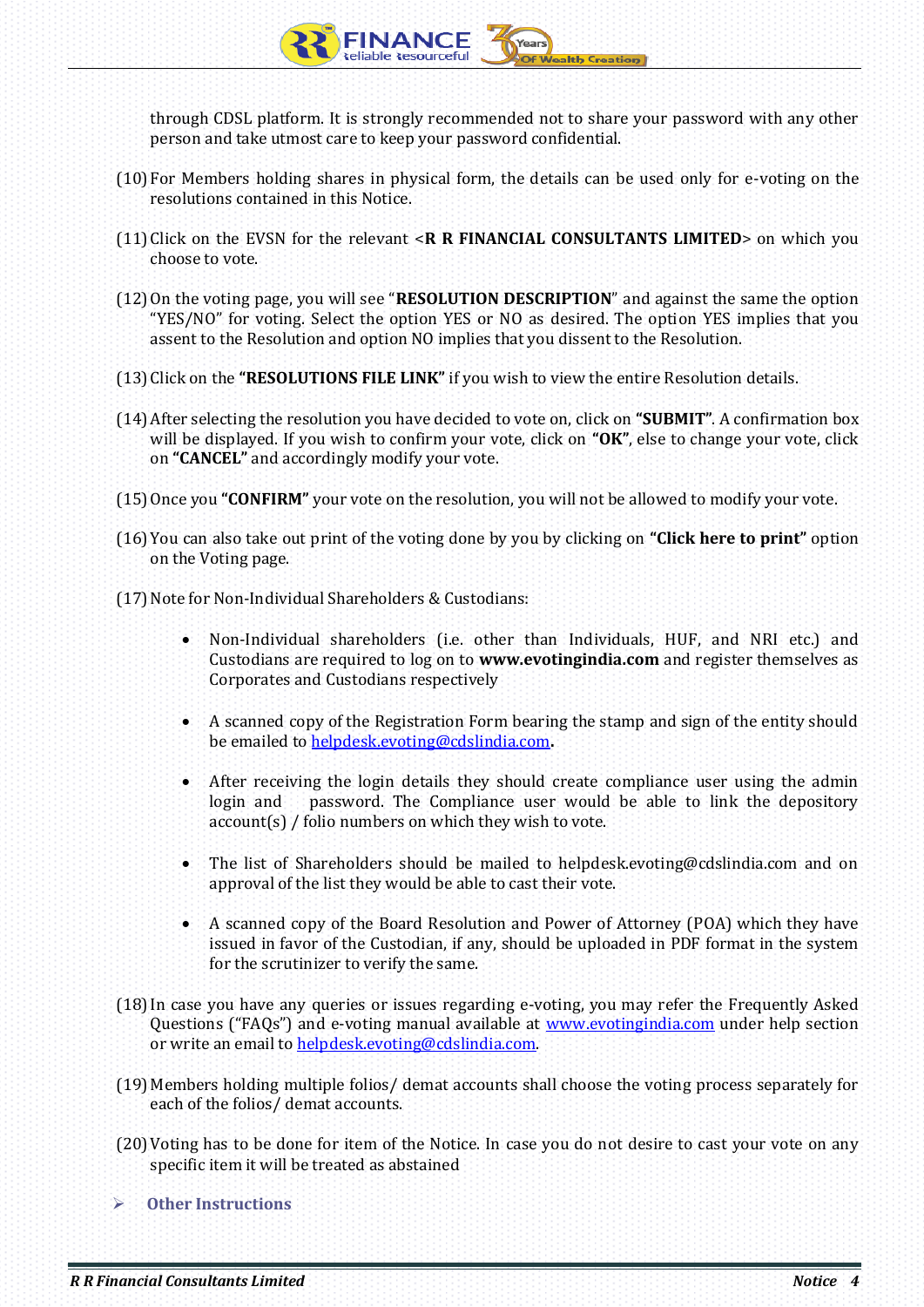through CDSL platform. It is strongly recommended not to share your password with any other person and take utmost care to keep your password confidential.

(10) For Members holding shares in physical form, the details can be used only for e-voting on the resolutions contained in this Notice.

(11) Click on the EVSN for the relevant <**R R FINANCIAL CONSULTANTS LIMITED**> on which you choose to vote.

(12) On the voting page, you will see "**RESOLUTION DESCRIPTION**" and against the same the option "YES/NO" for voting. Select the option YES or NO as desired. The option YES implies that you assent to the Resolution and option NO implies that you dissent to the Resolution.

(13) Click on the **"RESOLUTIONS FILE LINK"** if you wish to view the entire Resolution details.

(14) After selecting the resolution you have decided to vote on, click on **"SUBMIT"**. A confirmation box will be displayed. If you wish to confirm your vote, click on **"OK"**, else to change your vote, click on **"CANCEL"** and accordingly modify your vote.

(15) Once you **"CONFIRM"** your vote on the resolution, you will not be allowed to modify your vote.

(16) You can also take out print of the voting done by you by clicking on **"Click here to print"** option on the Voting page.

(17) Note for Non-Individual Shareholders & Custodians:

- Non-Individual shareholders (i.e. other than Individuals, HUF, and NRI etc.) and Custodians are required to log on to **www.evotingindia.com** and register themselves as Corporates and Custodians respectively
- A scanned copy of the Registration Form bearing the stamp and sign of the entity should be emailed to helpdesk.evoting@cdslindia.com.
- After receiving the login details they should create compliance user using the admin login and password. The Compliance user would be able to link the depository account(s) / folio numbers on which they wish to vote.
- The list of Shareholders should be mailed to helpdesk.evoting@cdslindia.com and on approval of the list they would be able to cast their vote.
- A scanned copy of the Board Resolution and Power of Attorney (POA) which they have issued in favor of the Custodian, if any, should be uploaded in PDF format in the system for the scrutinizer to verify the same.

(18) In case you have any queries or issues regarding e-voting, you may refer the Frequently Asked Questions ("FAQs") and e-voting manual available at www.evotingindia.com under help section or write an email to helpdesk.evoting@cdslindia.com.

(19) Members holding multiple folios/ demat accounts shall choose the voting process separately for each of the folios/ demat accounts.

(20) Voting has to be done for item of the Notice. In case you do not desire to cast your vote on any specific item it will be treated as abstained

➢ **Other Instructions**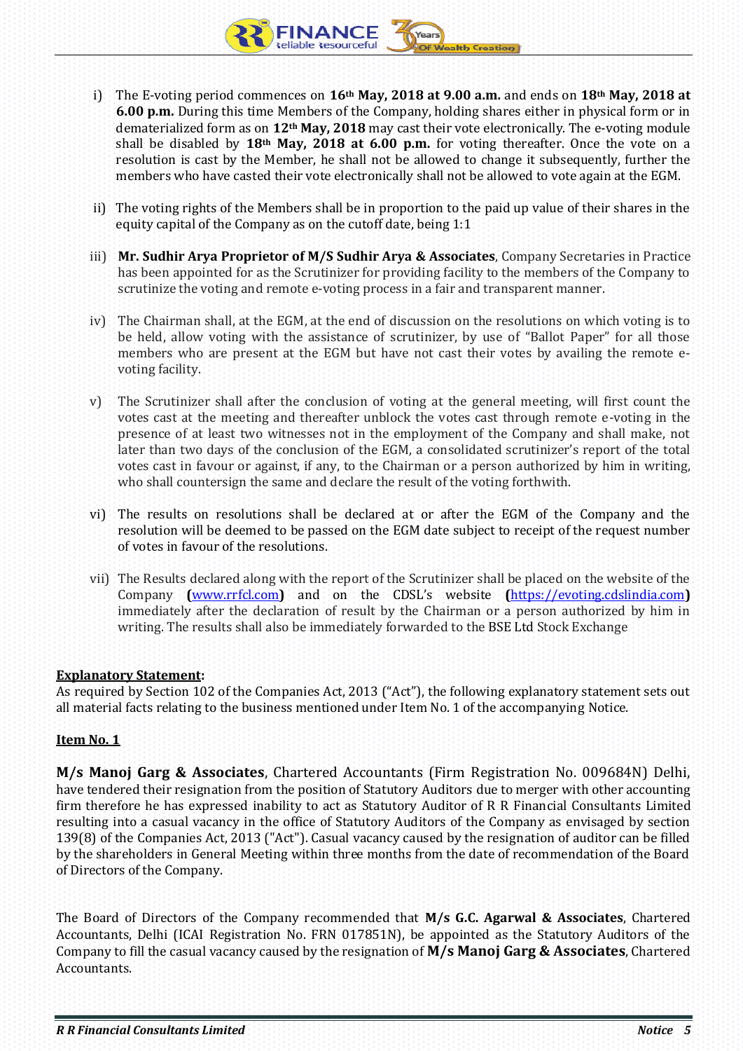i) The E-voting period commences on **16th May, 2018 at 9.00 a.m.** and ends on **18th May, 2018 at 6.00 p.m.** During this time Members of the Company, holding shares either in physical form or in dematerialized form as on **12th May, 2018** may cast their vote electronically. The e-voting module shall be disabled by **18th May, 2018 at 6.00 p.m.** for voting thereafter. Once the vote on a resolution is cast by the Member, he shall not be allowed to change it subsequently, further the members who have casted their vote electronically shall not be allowed to vote again at the EGM.

ii) The voting rights of the Members shall be in proportion to the paid up value of their shares in the equity capital of the Company as on the cutoff date, being 1:1

iii) **Mr. Sudhir Arya Proprietor of M/S Sudhir Arya & Associates**, Company Secretaries in Practice has been appointed for as the Scrutinizer for providing facility to the members of the Company to scrutinize the voting and remote e-voting process in a fair and transparent manner.

iv) The Chairman shall, at the EGM, at the end of discussion on the resolutions on which voting is to be held, allow voting with the assistance of scrutinizer, by use of "Ballot Paper" for all those members who are present at the EGM but have not cast their votes by availing the remote e-voting facility.

v) The Scrutinizer shall after the conclusion of voting at the general meeting, will first count the votes cast at the meeting and thereafter unblock the votes cast through remote e-voting in the presence of at least two witnesses not in the employment of the Company and shall make, not later than two days of the conclusion of the EGM, a consolidated scrutinizer's report of the total votes cast in favour or against, if any, to the Chairman or a person authorized by him in writing, who shall countersign the same and declare the result of the voting forthwith.

vi) The results on resolutions shall be declared at or after the EGM of the Company and the resolution will be deemed to be passed on the EGM date subject to receipt of the request number of votes in favour of the resolutions.

vii) The Results declared along with the report of the Scrutinizer shall be placed on the website of the Company **(**www.rrfcl.com**)** and on the CDSL's website **(**https://evoting.cdslindia.com**)** immediately after the declaration of result by the Chairman or a person authorized by him in writing. The results shall also be immediately forwarded to the BSE Ltd Stock Exchange

**Explanatory Statement:**

As required by Section 102 of the Companies Act, 2013 ("Act"), the following explanatory statement sets out all material facts relating to the business mentioned under Item No. 1 of the accompanying Notice.

**Item No. 1**

**M/s Manoj Garg & Associates**, Chartered Accountants (Firm Registration No. 009684N) Delhi, have tendered their resignation from the position of Statutory Auditors due to merger with other accounting firm therefore he has expressed inability to act as Statutory Auditor of R R Financial Consultants Limited resulting into a casual vacancy in the office of Statutory Auditors of the Company as envisaged by section 139(8) of the Companies Act, 2013 ("Act"). Casual vacancy caused by the resignation of auditor can be filled by the shareholders in General Meeting within three months from the date of recommendation of the Board of Directors of the Company.

The Board of Directors of the Company recommended that **M/s G.C. Agarwal & Associates**, Chartered Accountants, Delhi (ICAI Registration No. FRN 017851N), be appointed as the Statutory Auditors of the Company to fill the casual vacancy caused by the resignation of **M/s Manoj Garg & Associates**, Chartered Accountants.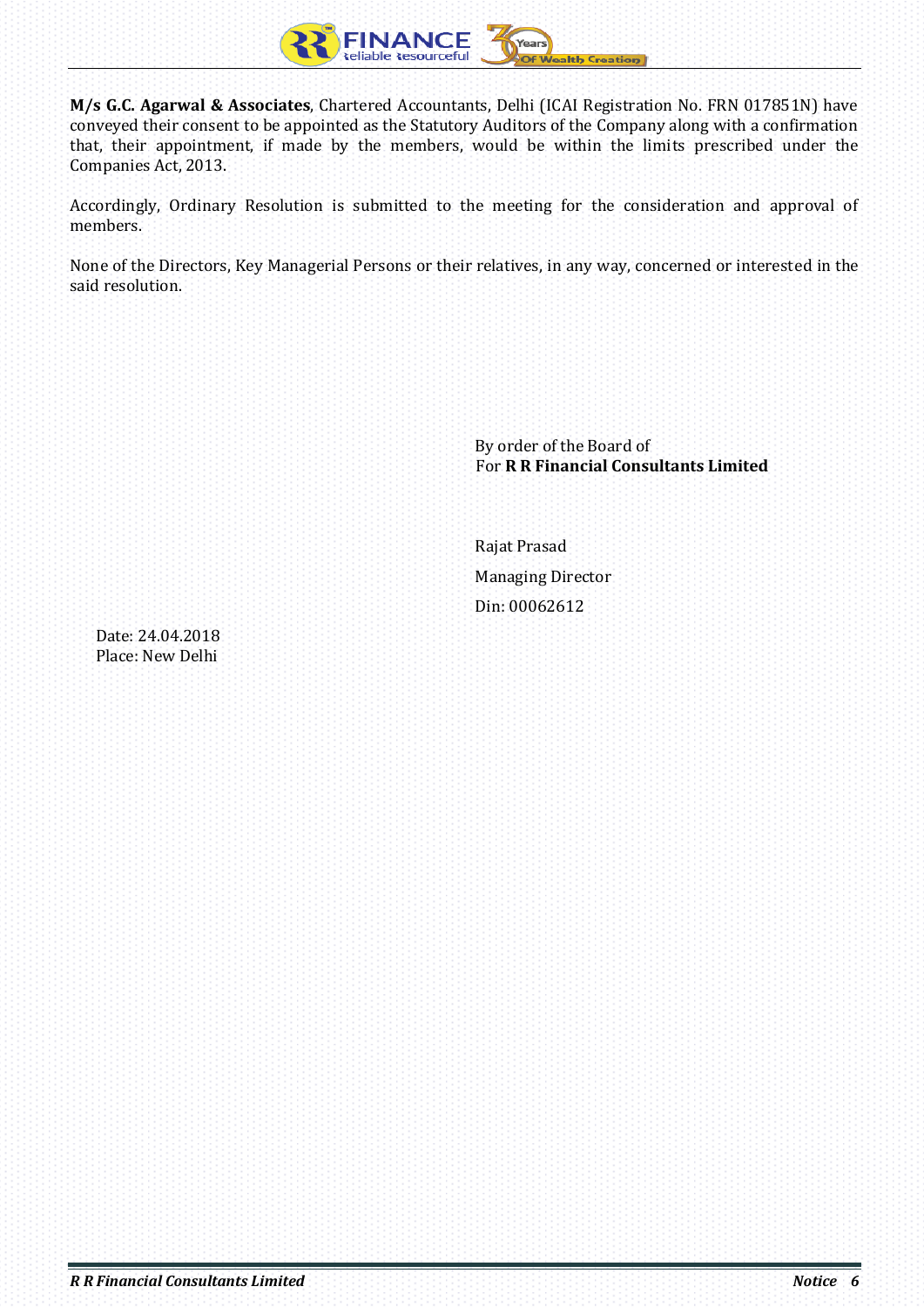**M/s G.C. Agarwal & Associates**, Chartered Accountants, Delhi (ICAI Registration No. FRN 017851N) have conveyed their consent to be appointed as the Statutory Auditors of the Company along with a confirmation that, their appointment, if made by the members, would be within the limits prescribed under the Companies Act, 2013.

Accordingly, Ordinary Resolution is submitted to the meeting for the consideration and approval of members.

None of the Directors, Key Managerial Persons or their relatives, in any way, concerned or interested in the said resolution.

By order of the Board of
For **R R Financial Consultants Limited**

Rajat Prasad

Managing Director

Din: 00062612

Date: 24.04.2018
Place: New Delhi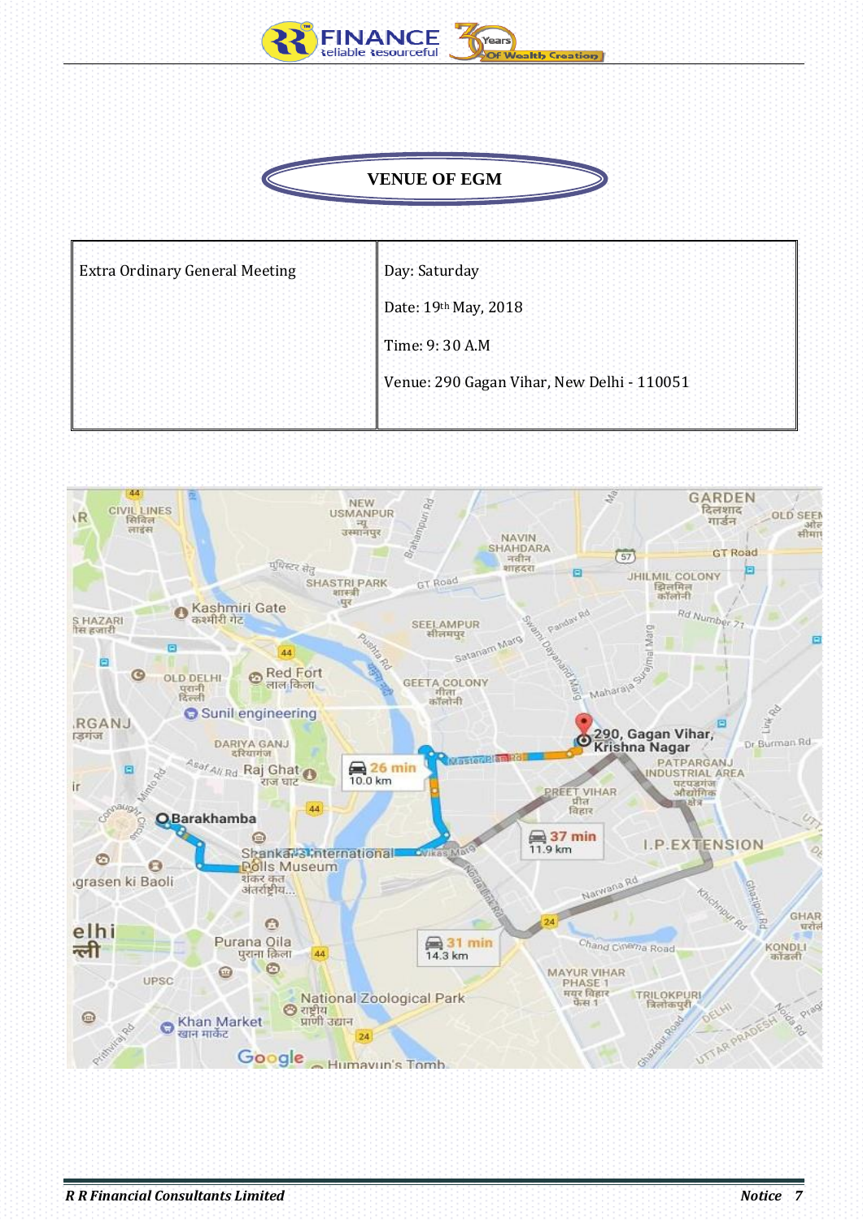# VENUE OF EGM

| Extra Ordinary General Meeting | Day: Saturday<br><br>Date: 19th May, 2018<br><br>Time: 9: 30 A.M<br><br>Venue: 290 Gagan Vihar, New Delhi - 110051 |
|---|---|